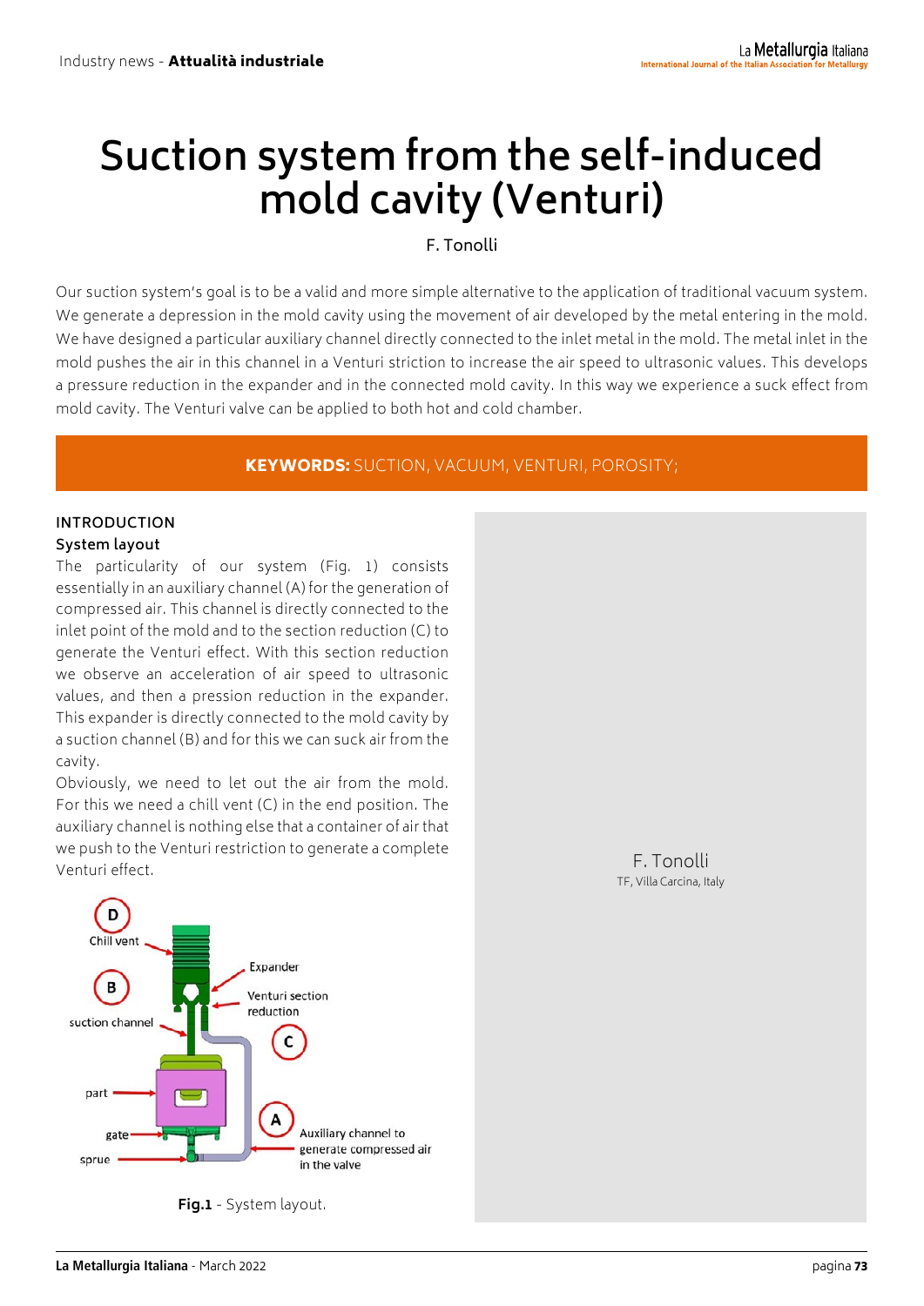# Suction system from the self-induced mold cavity (Venturi)

F. Tonolli

Our suction system's goal is to be a valid and more simple alternative to the application of traditional vacuum system. We generate a depression in the mold cavity using the movement of air developed by the metal entering in the mold. We have designed a particular auxiliary channel directly connected to the inlet metal in the mold. The metal inlet in the mold pushes the air in this channel in a Venturi striction to increase the air speed to ultrasonic values. This develops a pressure reduction in the expander and in the connected mold cavity. In this way we experience a suck effect from mold cavity. The Venturi valve can be applied to both hot and cold chamber.

**KEYWORDS:** SUCTION, VACUUM, VENTURI, POROSITY;

F. Tonolli
TF, Villa Carcina, Italy

## INTRODUCTION

### System layout

The particularity of our system (Fig. 1) consists essentially in an auxiliary channel (A) for the generation of compressed air. This channel is directly connected to the inlet point of the mold and to the section reduction (C) to generate the Venturi effect. With this section reduction we observe an acceleration of air speed to ultrasonic values, and then a pression reduction in the expander. This expander is directly connected to the mold cavity by a suction channel (B) and for this we can suck air from the cavity.

Obviously, we need to let out the air from the mold. For this we need a chill vent (C) in the end position. The auxiliary channel is nothing else that a container of air that we push to the Venturi restriction to generate a complete Venturi effect.

D Chill vent
Expander
B suction channel
Venturi section reduction
C
part
A
gate
Auxiliary channel to generate compressed air in the valve
sprue

**Fig.1** - System layout.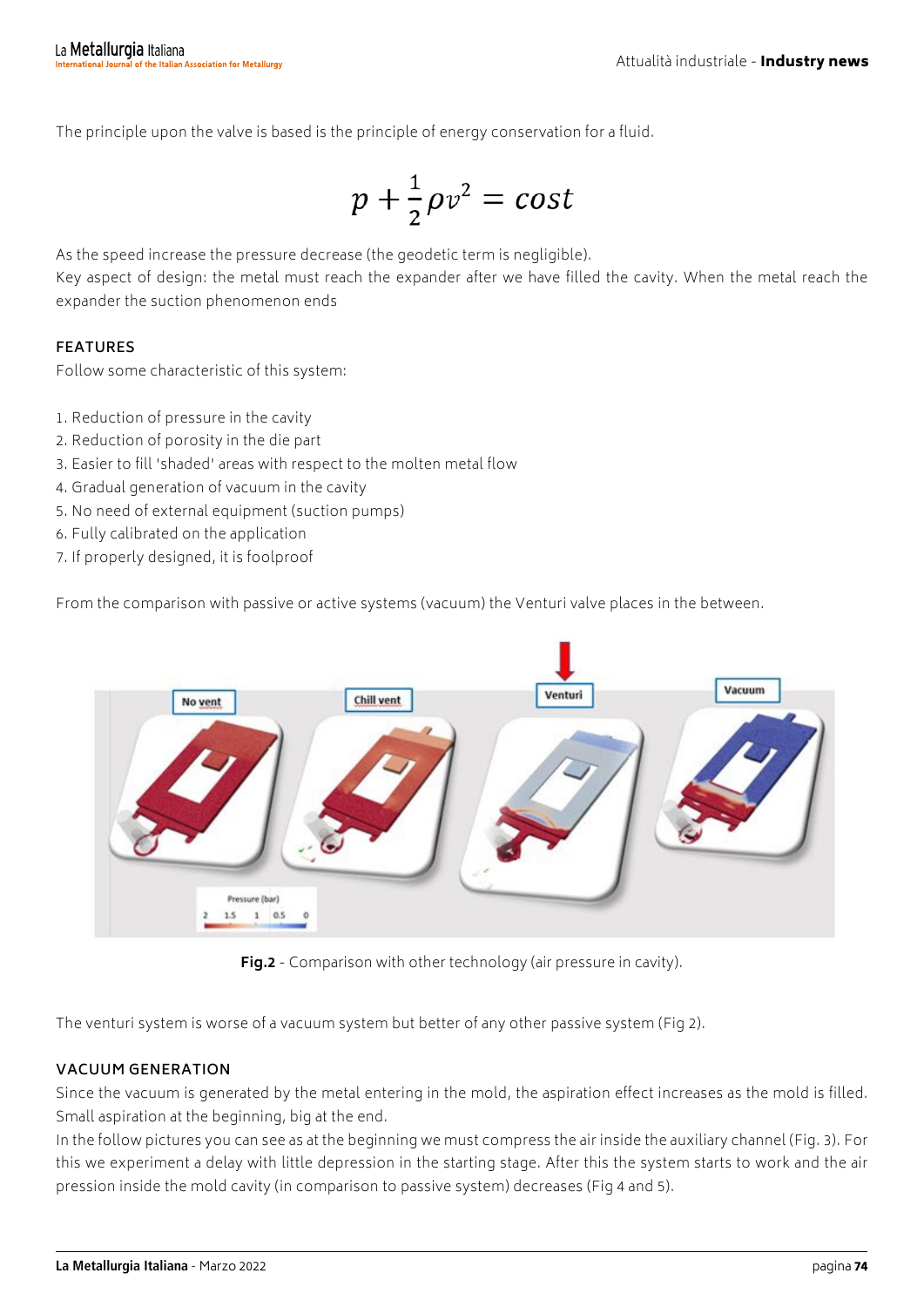The principle upon the valve is based is the principle of energy conservation for a fluid.

$$p + \frac{1}{2}\rho v^2 = cost$$

As the speed increase the pressure decrease (the geodetic term is negligible).
Key aspect of design: the metal must reach the expander after we have filled the cavity. When the metal reach the expander the suction phenomenon ends

## FEATURES

Follow some characteristic of this system:

1. Reduction of pressure in the cavity
2. Reduction of porosity in the die part
3. Easier to fill 'shaded' areas with respect to the molten metal flow
4. Gradual generation of vacuum in the cavity
5. No need of external equipment (suction pumps)
6. Fully calibrated on the application
7. If properly designed, it is foolproof

From the comparison with passive or active systems (vacuum) the Venturi valve places in the between.

**Fig.2** - Comparison with other technology (air pressure in cavity).

The venturi system is worse of a vacuum system but better of any other passive system (Fig 2).

## VACUUM GENERATION

Since the vacuum is generated by the metal entering in the mold, the aspiration effect increases as the mold is filled. Small aspiration at the beginning, big at the end.
In the follow pictures you can see as at the beginning we must compress the air inside the auxiliary channel (Fig. 3). For this we experiment a delay with little depression in the starting stage. After this the system starts to work and the air pression inside the mold cavity (in comparison to passive system) decreases (Fig 4 and 5).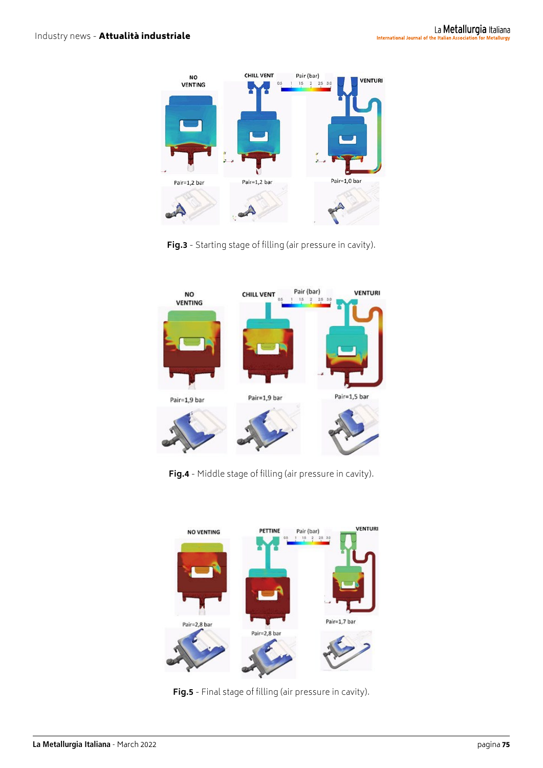**Fig.3** - Starting stage of filling (air pressure in cavity).

**Fig.4** - Middle stage of filling (air pressure in cavity).

**Fig.5** - Final stage of filling (air pressure in cavity).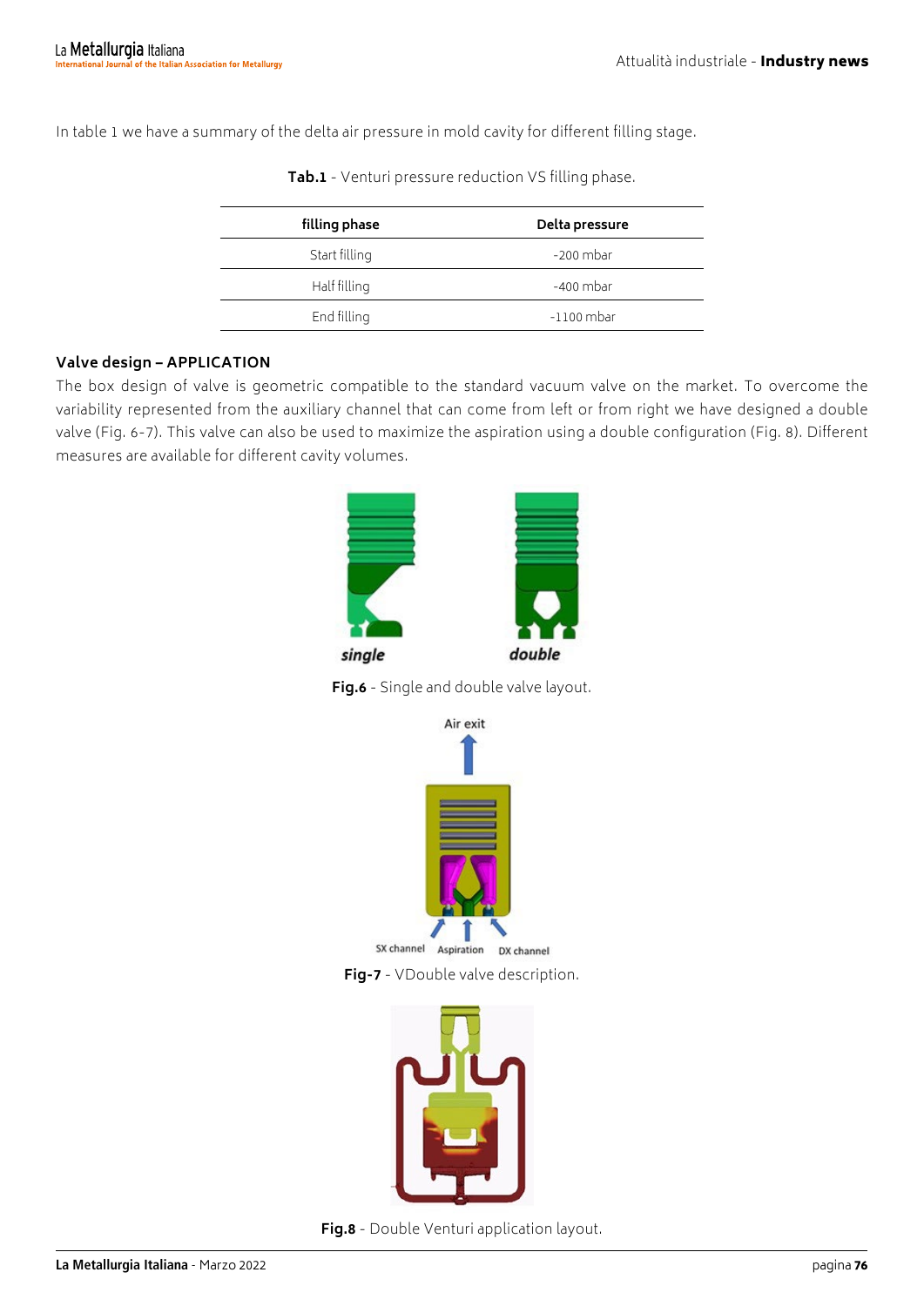In table 1 we have a summary of the delta air pressure in mold cavity for different filling stage.

**Tab.1** - Venturi pressure reduction VS filling phase.

| filling phase | Delta pressure |
|---|---|
| Start filling | -200 mbar |
| Half filling | -400 mbar |
| End filling | -1100 mbar |

### Valve design – APPLICATION

The box design of valve is geometric compatible to the standard vacuum valve on the market. To overcome the variability represented from the auxiliary channel that can come from left or from right we have designed a double valve (Fig. 6-7). This valve can also be used to maximize the aspiration using a double configuration (Fig. 8). Different measures are available for different cavity volumes.

**Fig.6** - Single and double valve layout.

**Fig-7** - VDouble valve description.

**Fig.8** - Double Venturi application layout.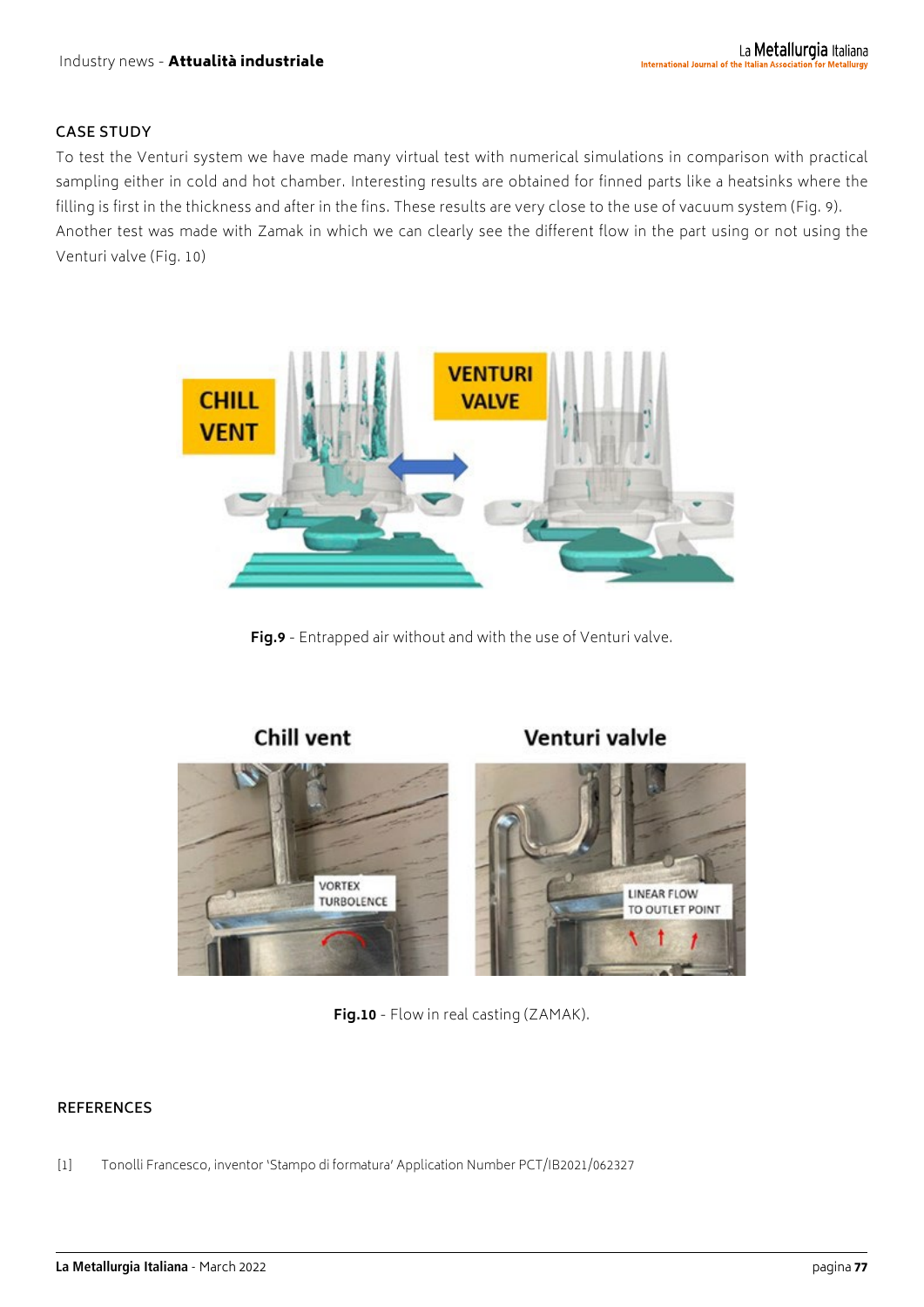## CASE STUDY

To test the Venturi system we have made many virtual test with numerical simulations in comparison with practical sampling either in cold and hot chamber. Interesting results are obtained for finned parts like a heatsinks where the filling is first in the thickness and after in the fins. These results are very close to the use of vacuum system (Fig. 9).

Another test was made with Zamak in which we can clearly see the different flow in the part using or not using the Venturi valve (Fig. 10)

CHILL VENT

VENTURI VALVE

**Fig.9** - Entrapped air without and with the use of Venturi valve.

Chill vent

Venturi valvle

VORTEX TURBOLENCE

LINEAR FLOW TO OUTLET POINT

**Fig.10** - Flow in real casting (ZAMAK).

## REFERENCES

[1] Tonolli Francesco, inventor 'Stampo di formatura' Application Number PCT/IB2021/062327